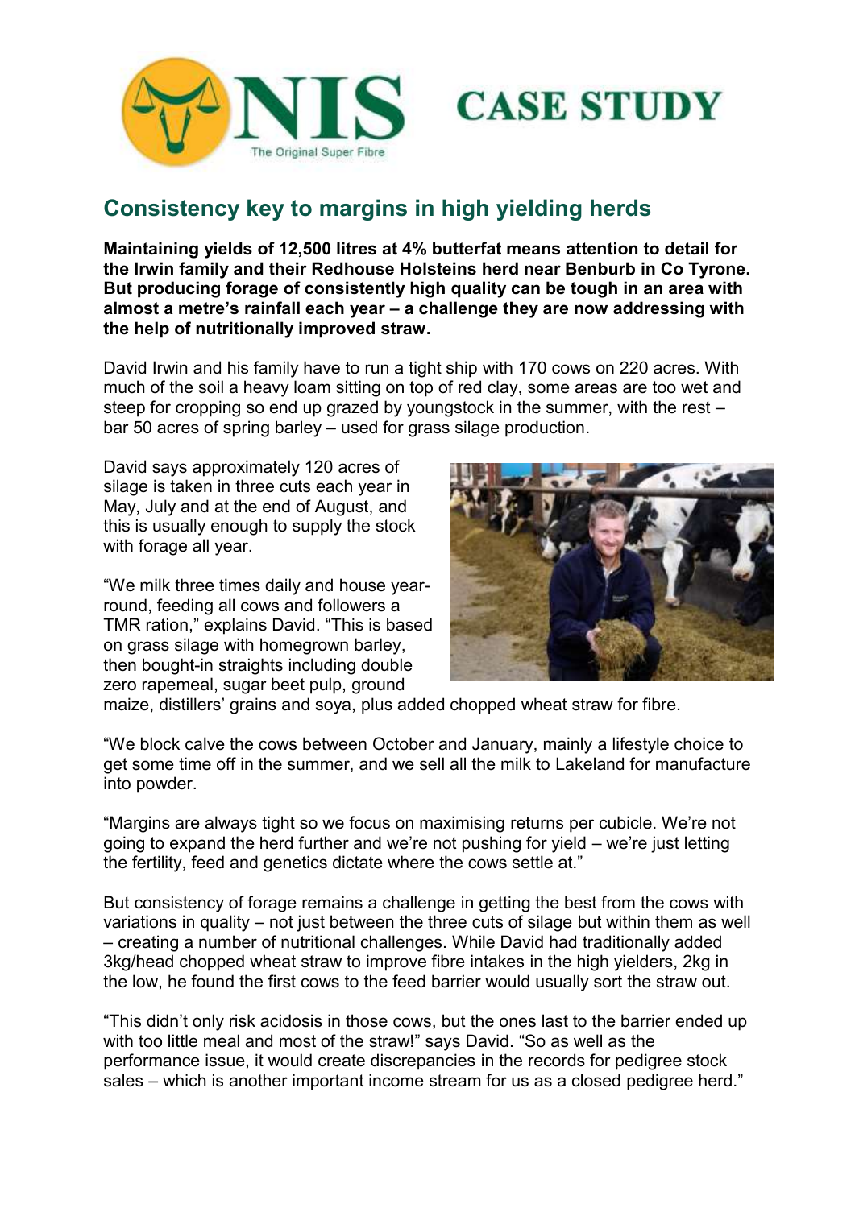# CASE STUDY

## Consistency key to margins in high yielding herds

**Maintaining yields of 12,500 litres at 4% butterfat means attention to detail for the Irwin family and their Redhouse Holsteins herd near Benburb in Co Tyrone. But producing forage of consistently high quality can be tough in an area with almost a metre's rainfall each year – a challenge they are now addressing with the help of nutritionally improved straw.**

David Irwin and his family have to run a tight ship with 170 cows on 220 acres. With much of the soil a heavy loam sitting on top of red clay, some areas are too wet and steep for cropping so end up grazed by youngstock in the summer, with the rest – bar 50 acres of spring barley – used for grass silage production.

David says approximately 120 acres of silage is taken in three cuts each year in May, July and at the end of August, and this is usually enough to supply the stock with forage all year.

"We milk three times daily and house year-round, feeding all cows and followers a TMR ration," explains David. "This is based on grass silage with homegrown barley, then bought-in straights including double zero rapemeal, sugar beet pulp, ground maize, distillers' grains and soya, plus added chopped wheat straw for fibre.

"We block calve the cows between October and January, mainly a lifestyle choice to get some time off in the summer, and we sell all the milk to Lakeland for manufacture into powder.

"Margins are always tight so we focus on maximising returns per cubicle. We're not going to expand the herd further and we're not pushing for yield – we're just letting the fertility, feed and genetics dictate where the cows settle at."

But consistency of forage remains a challenge in getting the best from the cows with variations in quality – not just between the three cuts of silage but within them as well – creating a number of nutritional challenges. While David had traditionally added 3kg/head chopped wheat straw to improve fibre intakes in the high yielders, 2kg in the low, he found the first cows to the feed barrier would usually sort the straw out.

"This didn't only risk acidosis in those cows, but the ones last to the barrier ended up with too little meal and most of the straw!" says David. "So as well as the performance issue, it would create discrepancies in the records for pedigree stock sales – which is another important income stream for us as a closed pedigree herd."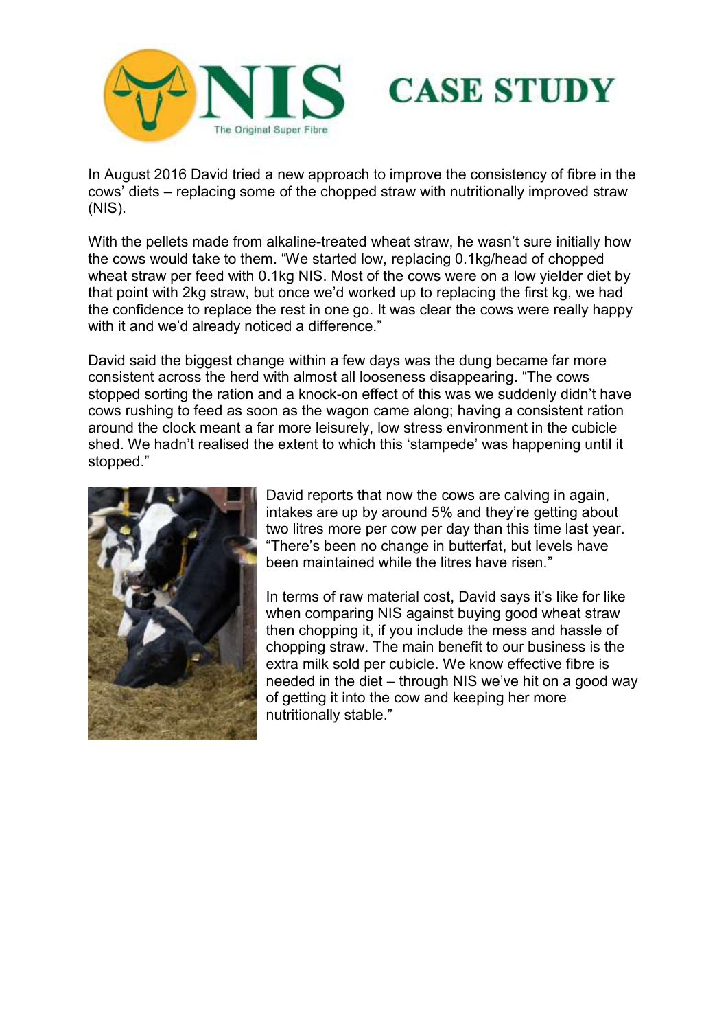# NIS CASE STUDY

The Original Super Fibre

In August 2016 David tried a new approach to improve the consistency of fibre in the cows' diets – replacing some of the chopped straw with nutritionally improved straw (NIS).

With the pellets made from alkaline-treated wheat straw, he wasn't sure initially how the cows would take to them. "We started low, replacing 0.1kg/head of chopped wheat straw per feed with 0.1kg NIS. Most of the cows were on a low yielder diet by that point with 2kg straw, but once we'd worked up to replacing the first kg, we had the confidence to replace the rest in one go. It was clear the cows were really happy with it and we'd already noticed a difference."

David said the biggest change within a few days was the dung became far more consistent across the herd with almost all looseness disappearing. "The cows stopped sorting the ration and a knock-on effect of this was we suddenly didn't have cows rushing to feed as soon as the wagon came along; having a consistent ration around the clock meant a far more leisurely, low stress environment in the cubicle shed. We hadn't realised the extent to which this 'stampede' was happening until it stopped."

David reports that now the cows are calving in again, intakes are up by around 5% and they're getting about two litres more per cow per day than this time last year. "There's been no change in butterfat, but levels have been maintained while the litres have risen."

In terms of raw material cost, David says it's like for like when comparing NIS against buying good wheat straw then chopping it, if you include the mess and hassle of chopping straw. The main benefit to our business is the extra milk sold per cubicle. We know effective fibre is needed in the diet – through NIS we've hit on a good way of getting it into the cow and keeping her more nutritionally stable."